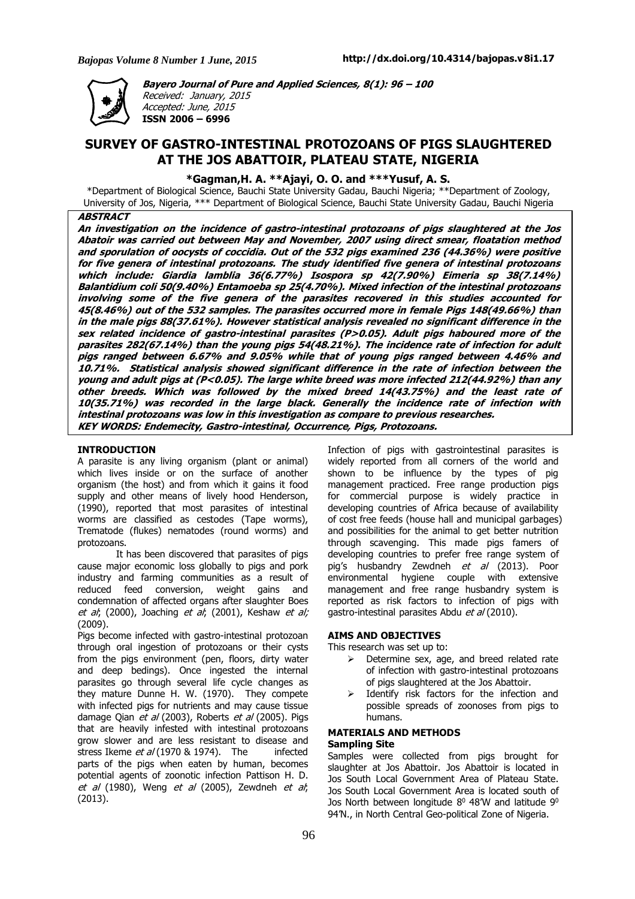Bayero Journal of Pure and Applied Sciences, 8(1): 96 – 100

Received: January, 2015

Accepted: June, 2015

**ISSN 2006 – 6996**

# SURVEY OF GASTRO-INTESTINAL PROTOZOANS OF PIGS SLAUGHTERED AT THE JOS ABATTOIR, PLATEAU STATE, NIGERIA

**\*Gagman,H. A. \*\*Ajayi, O. O. and \*\*\*Yusuf, A. S.**

\*Department of Biological Science, Bauchi State University Gadau, Bauchi Nigeria; \*\*Department of Zoology, University of Jos, Nigeria, \*\*\* Department of Biological Science, Bauchi State University Gadau, Bauchi Nigeria

**ABSTRACT**

**An investigation on the incidence of gastro-intestinal protozoans of pigs slaughtered at the Jos Abatoir was carried out between May and November, 2007 using direct smear, floatation method and sporulation of oocysts of coccidia. Out of the 532 pigs examined 236 (44.36%) were positive for five genera of intestinal protozoans. The study identified five genera of intestinal protozoans which include: Giardia lamblia 36(6.77%) Isospora sp 42(7.90%) Eimeria sp 38(7.14%) Balantidium coli 50(9.40%) Entamoeba sp 25(4.70%). Mixed infection of the intestinal protozoans involving some of the five genera of the parasites recovered in this studies accounted for 45(8.46%) out of the 532 samples. The parasites occurred more in female Pigs 148(49.66%) than in the male pigs 88(37.61%). However statistical analysis revealed no significant difference in the sex related incidence of gastro-intestinal parasites (P>0.05). Adult pigs haboured more of the parasites 282(67.14%) than the young pigs 54(48.21%). The incidence rate of infection for adult pigs ranged between 6.67% and 9.05% while that of young pigs ranged between 4.46% and 10.71%. Statistical analysis showed significant difference in the rate of infection between the young and adult pigs at (P<0.05). The large white breed was more infected 212(44.92%) than any other breeds. Which was followed by the mixed breed 14(43.75%) and the least rate of 10(35.71%) was recorded in the large black. Generally the incidence rate of infection with intestinal protozoans was low in this investigation as compare to previous researches.**

**KEY WORDS: Endemecity, Gastro-intestinal, Occurrence, Pigs, Protozoans.**

## INTRODUCTION

A parasite is any living organism (plant or animal) which lives inside or on the surface of another organism (the host) and from which it gains it food supply and other means of lively hood Henderson, (1990), reported that most parasites of intestinal worms are classified as cestodes (Tape worms), Trematode (flukes) nematodes (round worms) and protozoans.

It has been discovered that parasites of pigs cause major economic loss globally to pigs and pork industry and farming communities as a result of reduced feed conversion, weight gains and condemnation of affected organs after slaughter Boes *et al*; (2000), Joaching *et al*; (2001), Keshaw *et al;* (2009).

Pigs become infected with gastro-intestinal protozoan through oral ingestion of protozoans or their cysts from the pigs environment (pen, floors, dirty water and deep bedings). Once ingested the internal parasites go through several life cycle changes as they mature Dunne H. W. (1970). They compete with infected pigs for nutrients and may cause tissue damage Qian *et al* (2003), Roberts *et al* (2005). Pigs that are heavily infested with intestinal protozoans grow slower and are less resistant to disease and stress Ikeme *et al* (1970 & 1974). The infected parts of the pigs when eaten by human, becomes potential agents of zoonotic infection Pattison H. D. *et al* (1980), Weng *et al* (2005), Zewdneh *et al*; (2013).

Infection of pigs with gastrointestinal parasites is widely reported from all corners of the world and shown to be influence by the types of pig management practiced. Free range production pigs for commercial purpose is widely practice in developing countries of Africa because of availability of cost free feeds (house hall and municipal garbages) and possibilities for the animal to get better nutrition through scavenging. This made pigs famers of developing countries to prefer free range system of pig's husbandry Zewdneh *et al* (2013). Poor environmental hygiene couple with extensive management and free range husbandry system is reported as risk factors to infection of pigs with gastro-intestinal parasites Abdu *et al* (2010).

## AIMS AND OBJECTIVES

This research was set up to:

- Determine sex, age, and breed related rate of infection with gastro-intestinal protozoans of pigs slaughtered at the Jos Abattoir.
- Identify risk factors for the infection and possible spreads of zoonoses from pigs to humans.

## MATERIALS AND METHODS

### Sampling Site

Samples were collected from pigs brought for slaughter at Jos Abattoir. Jos Abattoir is located in Jos South Local Government Area of Plateau State. Jos South Local Government Area is located south of Jos North between longitude $8^0$ 48'W and latitude $9^0$ 94'N., in North Central Geo-political Zone of Nigeria.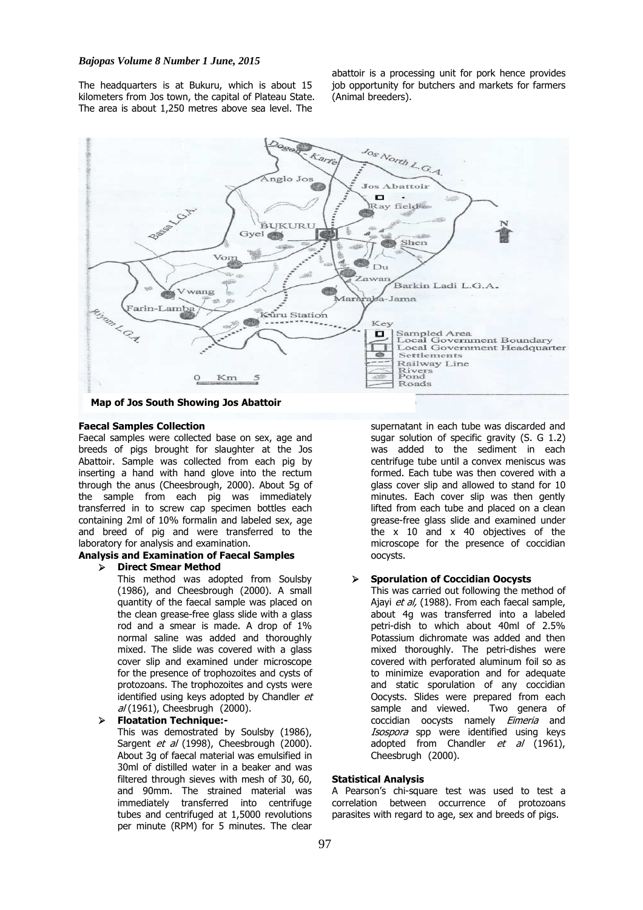The headquarters is at Bukuru, which is about 15 kilometers from Jos town, the capital of Plateau State. The area is about 1,250 metres above sea level. The abattoir is a processing unit for pork hence provides job opportunity for butchers and markets for farmers (Animal breeders).

**Map of Jos South Showing Jos Abattoir**

### Faecal Samples Collection

Faecal samples were collected base on sex, age and breeds of pigs brought for slaughter at the Jos Abattoir. Sample was collected from each pig by inserting a hand with hand glove into the rectum through the anus (Cheesbrough, 2000). About 5g of the sample from each pig was immediately transferred in to screw cap specimen bottles each containing 2ml of 10% formalin and labeled sex, age and breed of pig and were transferred to the laboratory for analysis and examination.

### Analysis and Examination of Faecal Samples

- **Direct Smear Method**

  This method was adopted from Soulsby (1986), and Cheesbrough (2000). A small quantity of the faecal sample was placed on the clean grease-free glass slide with a glass rod and a smear is made. A drop of 1% normal saline was added and thoroughly mixed. The slide was covered with a glass cover slip and examined under microscope for the presence of trophozoites and cysts of protozoans. The trophozoites and cysts were identified using keys adopted by Chandler *et al* (1961), Cheesbrugh (2000).

- **Floatation Technique:-**

  This was demostrated by Soulsby (1986), Sargent *et al* (1998), Cheesbrough (2000). About 3g of faecal material was emulsified in 30ml of distilled water in a beaker and was filtered through sieves with mesh of 30, 60, and 90mm. The strained material was immediately transferred into centrifuge tubes and centrifuged at 1,5000 revolutions per minute (RPM) for 5 minutes. The clear supernatant in each tube was discarded and sugar solution of specific gravity (S. G 1.2) was added to the sediment in each centrifuge tube until a convex meniscus was formed. Each tube was then covered with a glass cover slip and allowed to stand for 10 minutes. Each cover slip was then gently lifted from each tube and placed on a clean grease-free glass slide and examined under the x 10 and x 40 objectives of the microscope for the presence of coccidian oocysts.

- **Sporulation of Coccidian Oocysts**

  This was carried out following the method of Ajayi *et al,* (1988). From each faecal sample, about 4g was transferred into a labeled petri-dish to which about 40ml of 2.5% Potassium dichromate was added and then mixed thoroughly. The petri-dishes were covered with perforated aluminum foil so as to minimize evaporation and for adequate and static sporulation of any coccidian Oocysts. Slides were prepared from each sample and viewed. Two genera of coccidian oocysts namely *Eimeria* and *Isospora* spp were identified using keys adopted from Chandler *et al* (1961), Cheesbrugh (2000).

### Statistical Analysis

A Pearson's chi-square test was used to test a correlation between occurrence of protozoans parasites with regard to age, sex and breeds of pigs.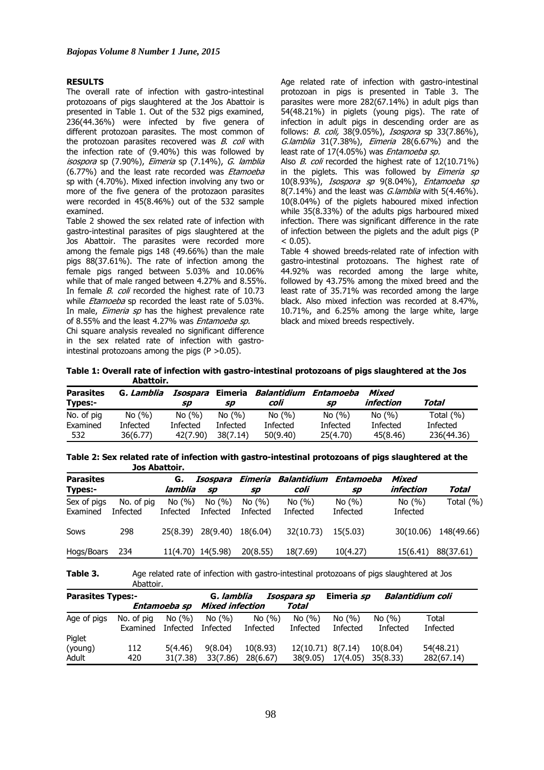## RESULTS

The overall rate of infection with gastro-intestinal protozoans of pigs slaughtered at the Jos Abattoir is presented in Table 1. Out of the 532 pigs examined, 236(44.36%) were infected by five genera of different protozoan parasites. The most common of the protozoan parasites recovered was *B. coli* with the infection rate of (9.40%) this was followed by *isospora* sp (7.90%), *Eimeria* sp (7.14%), *G. lamblia* (6.77%) and the least rate recorded was *Etamoeba* sp with (4.70%). Mixed infection involving any two or more of the five genera of the protozaon parasites were recorded in 45(8.46%) out of the 532 sample examined.

Table 2 showed the sex related rate of infection with gastro-intestinal parasites of pigs slaughtered at the Jos Abattoir. The parasites were recorded more among the female pigs 148 (49.66%) than the male pigs 88(37.61%). The rate of infection among the female pigs ranged between 5.03% and 10.06% while that of male ranged between 4.27% and 8.55%. In female *B. coli* recorded the highest rate of 10.73 while *Etamoeba* sp recorded the least rate of 5.03%. In male, *Eimeria sp* has the highest prevalence rate of 8.55% and the least 4.27% was *Entamoeba sp*.

Chi square analysis revealed no significant difference in the sex related rate of infection with gastro-intestinal protozoans among the pigs ($P > 0.05$).

Age related rate of infection with gastro-intestinal protozoan in pigs is presented in Table 3. The parasites were more 282(67.14%) in adult pigs than 54(48.21%) in piglets (young pigs). The rate of infection in adult pigs in descending order are as follows: *B. coli,* 38(9.05%), *Isospora* sp 33(7.86%), *G.lamblia* 31(7.38%), *Eimeria* 28(6.67%) and the least rate of 17(4.05%) was *Entamoeba sp.*

Also *B. coli* recorded the highest rate of 12(10.71%) in the piglets. This was followed by *Eimeria sp* 10(8.93%), *Isospora sp* 9(8.04%), *Entamoeba sp* 8(7.14%) and the least was *G.lamblia* with 5(4.46%). 10(8.04%) of the piglets haboured mixed infection while 35(8.33%) of the adults pigs harboured mixed infection. There was significant difference in the rate of infection between the piglets and the adult pigs ($P < 0.05$).

Table 4 showed breeds-related rate of infection with gastro-intestinal protozoans. The highest rate of 44.92% was recorded among the large white, followed by 43.75% among the mixed breed and the least rate of 35.71% was recorded among the large black. Also mixed infection was recorded at 8.47%, 10.71%, and 6.25% among the large white, large black and mixed breeds respectively.

**Table 1: Overall rate of infection with gastro-intestinal protozoans of pigs slaughtered at the Jos Abattoir.**

| Parasites Types:- | G. *Lamblia* | *Isospara sp* | Eimeria *sp* | *Balantidium coli* | *Entamoeba sp* | *Mixed infection* | *Total* |
|---|---|---|---|---|---|---|---|
| No. of pig Examined | No (%) Infected | No (%) Infected | No (%) Infected | No (%) Infected | No (%) Infected | No (%) Infected | Total (%) Infected |
| 532 | 36(6.77) | 42(7.90) | 38(7.14) | 50(9.40) | 25(4.70) | 45(8.46) | 236(44.36) |

**Table 2: Sex related rate of infection with gastro-intestinal protozoans of pigs slaughtered at the Jos Abattoir.**

| Parasites Types:- | | G. *lamblia* | *Isospara sp* | *Eimeria sp* | *Balantidium coli* | *Entamoeba sp* | *Mixed infection* | *Total* |
|---|---|---|---|---|---|---|---|---|
| Sex of pigs Examined | No. of pig Infected | No (%) Infected | No (%) Infected | No (%) Infected | No (%) Infected | No (%) Infected | No (%) Infected | Total (%) |
| Sows | 298 | 25(8.39) | 28(9.40) | 18(6.04) | 32(10.73) | 15(5.03) | 30(10.06) | 148(49.66) |
| Hogs/Boars | 234 | 11(4.70) | 14(5.98) | 20(8.55) | 18(7.69) | 10(4.27) | 15(6.41) | 88(37.61) |

**Table 3.** Age related rate of infection with gastro-intestinal protozoans of pigs slaughtered at Jos Abattoir.

| Parasites Types:- | | *Entamoeba sp* | G. *lamblia* | *Mixed infection* | *Isospara sp* | *Total* | Eimeria *sp* | *Balantidium coli* |
|---|---|---|---|---|---|---|---|---|
| Age of pigs | No. of pig Examined | No (%) Infected | No (%) Infected | No (%) Infected | No (%) Infected | No (%) Infected | No (%) Infected | Total Infected |
| Piglet (young) | 112 | 5(4.46) | 9(8.04) | 10(8.93) | 12(10.71) | 8(7.14) | 10(8.04) | 54(48.21) |
| Adult | 420 | 31(7.38) | 33(7.86) | 28(6.67) | 38(9.05) | 17(4.05) | 35(8.33) | 282(67.14) |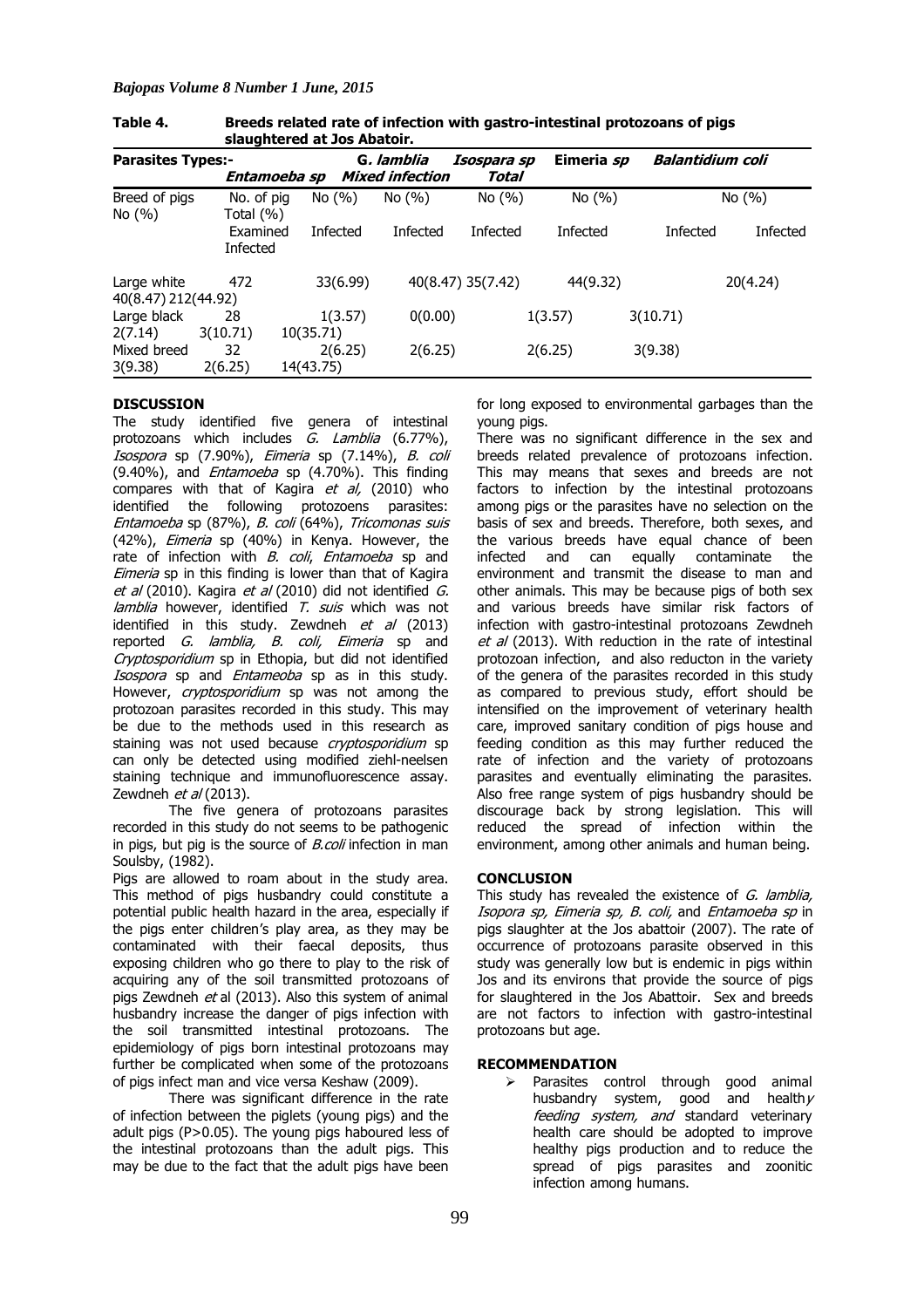**Table 4. Breeds related rate of infection with gastro-intestinal protozoans of pigs slaughtered at Jos Abatoir.**

| Parasites Types:- Breed of pigs No (%) | No. of pig Examined | *Entamoeba sp* No (%) Infected | *G. lamblia* No (%) Infected | *Isospara sp* No (%) Infected | Eimeria *sp* No (%) Infected | *Balantidium coli* No (%) Infected | *Mixed infection* No (%) Infected | *Total* (%) Infected |
|---|---|---|---|---|---|---|---|---|
| Large white | 472 | 33(6.99) | 40(8.47) | 35(7.42) | 44(9.32) | 20(4.24) | 40(8.47) | 212(44.92) |
| Large black | 28 | 1(3.57) | 0(0.00) | 1(3.57) | 3(10.71) | 2(7.14) | 3(10.71) | 10(35.71) |
| Mixed breed | 32 | 2(6.25) | 2(6.25) | 2(6.25) | 3(9.38) | 3(9.38) | 2(6.25) | 14(43.75) |

## DISCUSSION

The study identified five genera of intestinal protozoans which includes *G. Lamblia* (6.77%), *Isospora* sp (7.90%), *Eimeria* sp (7.14%), *B. coli* (9.40%), and *Entamoeba* sp (4.70%). This finding compares with that of Kagira *et al,* (2010) who identified the following protozoens parasites: *Entamoeba* sp (87%), *B. coli* (64%), *Tricomonas suis* (42%), *Eimeria* sp (40%) in Kenya. However, the rate of infection with *B. coli*, *Entamoeba* sp and *Eimeria* sp in this finding is lower than that of Kagira *et al* (2010). Kagira *et al* (2010) did not identified *G. lamblia* however, identified *T. suis* which was not identified in this study. Zewdneh *et al* (2013) reported *G. lamblia, B. coli, Eimeria* sp and *Cryptosporidium* sp in Ethopia, but did not identified *Isospora* sp and *Entameoba* sp as in this study. However, *cryptosporidium* sp was not among the protozoan parasites recorded in this study. This may be due to the methods used in this research as staining was not used because *cryptosporidium* sp can only be detected using modified ziehl-neelsen staining technique and immunofluorescence assay. Zewdneh *et al* (2013).

The five genera of protozoans parasites recorded in this study do not seems to be pathogenic in pigs, but pig is the source of *B.coli* infection in man Soulsby, (1982).

Pigs are allowed to roam about in the study area. This method of pigs husbandry could constitute a potential public health hazard in the area, especially if the pigs enter children's play area, as they may be contaminated with their faecal deposits, thus exposing children who go there to play to the risk of acquiring any of the soil transmitted protozoans of pigs Zewdneh *et* al (2013). Also this system of animal husbandry increase the danger of pigs infection with the soil transmitted intestinal protozoans. The epidemiology of pigs born intestinal protozoans may further be complicated when some of the protozoans of pigs infect man and vice versa Keshaw (2009).

There was significant difference in the rate of infection between the piglets (young pigs) and the adult pigs (P>0.05). The young pigs haboured less of the intestinal protozoans than the adult pigs. This may be due to the fact that the adult pigs have been for long exposed to environmental garbages than the young pigs.

There was no significant difference in the sex and breeds related prevalence of protozoans infection. This may means that sexes and breeds are not factors to infection by the intestinal protozoans among pigs or the parasites have no selection on the basis of sex and breeds. Therefore, both sexes, and the various breeds have equal chance of been infected and can equally contaminate the environment and transmit the disease to man and other animals. This may be because pigs of both sex and various breeds have similar risk factors of infection with gastro-intestinal protozoans Zewdneh *et al* (2013). With reduction in the rate of intestinal protozoan infection, and also reducton in the variety of the genera of the parasites recorded in this study as compared to previous study, effort should be intensified on the improvement of veterinary health care, improved sanitary condition of pigs house and feeding condition as this may further reduced the rate of infection and the variety of protozoans parasites and eventually eliminating the parasites. Also free range system of pigs husbandry should be discourage back by strong legislation. This will reduced the spread of infection within the environment, among other animals and human being.

## CONCLUSION

This study has revealed the existence of *G. lamblia, Isopora sp, Eimeria sp, B. coli,* and *Entamoeba sp* in pigs slaughter at the Jos abattoir (2007). The rate of occurrence of protozoans parasite observed in this study was generally low but is endemic in pigs within Jos and its environs that provide the source of pigs for slaughtered in the Jos Abattoir. Sex and breeds are not factors to infection with gastro-intestinal protozoans but age.

## RECOMMENDATION

- Parasites control through good animal husbandry system, good and health*y feeding system, and* standard veterinary health care should be adopted to improve healthy pigs production and to reduce the spread of pigs parasites and zoonitic infection among humans.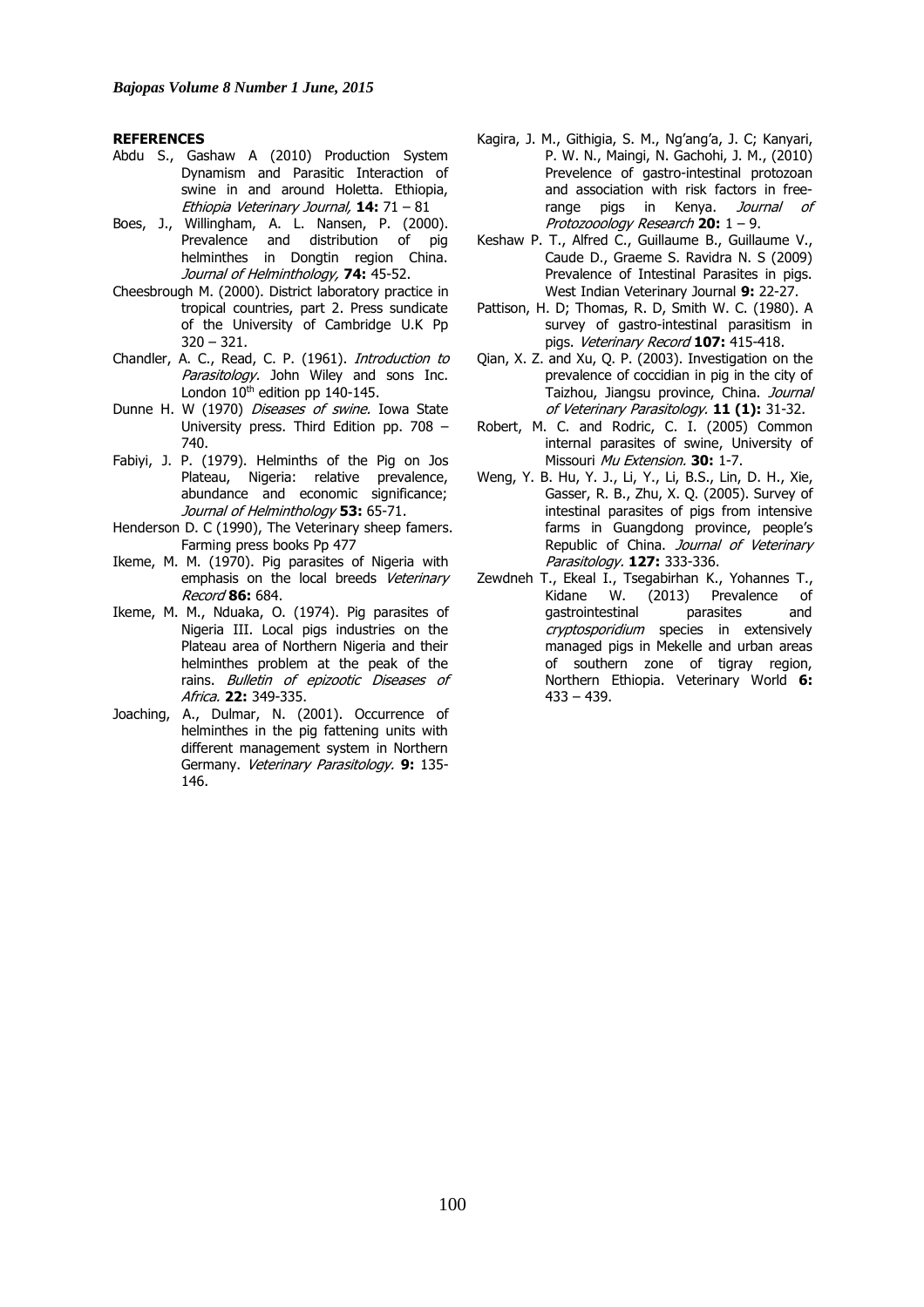**REFERENCES**

Abdu S., Gashaw A (2010) Production System Dynamism and Parasitic Interaction of swine in and around Holetta. Ethiopia, *Ethiopia Veterinary Journal,* **14:** 71 – 81

Boes, J., Willingham, A. L. Nansen, P. (2000). Prevalence and distribution of pig helminthes in Dongtin region China. *Journal of Helminthology,* **74:** 45-52.

Cheesbrough M. (2000). District laboratory practice in tropical countries, part 2. Press sundicate of the University of Cambridge U.K Pp 320 – 321.

Chandler, A. C., Read, C. P. (1961). *Introduction to Parasitology.* John Wiley and sons Inc. London 10th edition pp 140-145.

Dunne H. W (1970) *Diseases of swine.* Iowa State University press. Third Edition pp. 708 – 740.

Fabiyi, J. P. (1979). Helminths of the Pig on Jos Plateau, Nigeria: relative prevalence, abundance and economic significance; *Journal of Helminthology* **53:** 65-71.

Henderson D. C (1990), The Veterinary sheep famers. Farming press books Pp 477

Ikeme, M. M. (1970). Pig parasites of Nigeria with emphasis on the local breeds *Veterinary Record* **86:** 684.

Ikeme, M. M., Nduaka, O. (1974). Pig parasites of Nigeria III. Local pigs industries on the Plateau area of Northern Nigeria and their helminthes problem at the peak of the rains. *Bulletin of epizootic Diseases of Africa.* **22:** 349-335.

Joaching, A., Dulmar, N. (2001). Occurrence of helminthes in the pig fattening units with different management system in Northern Germany. *Veterinary Parasitology.* **9:** 135-146.

Kagira, J. M., Githigia, S. M., Ng'ang'a, J. C; Kanyari, P. W. N., Maingi, N. Gachohi, J. M., (2010) Prevelence of gastro-intestinal protozoan and association with risk factors in free-range pigs in Kenya. *Journal of Protozooology Research* **20:** 1 – 9.

Keshaw P. T., Alfred C., Guillaume B., Guillaume V., Caude D., Graeme S. Ravidra N. S (2009) Prevalence of Intestinal Parasites in pigs. West Indian Veterinary Journal **9:** 22-27.

Pattison, H. D; Thomas, R. D, Smith W. C. (1980). A survey of gastro-intestinal parasitism in pigs. *Veterinary Record* **107:** 415-418.

Qian, X. Z. and Xu, Q. P. (2003). Investigation on the prevalence of coccidian in pig in the city of Taizhou, Jiangsu province, China. *Journal of Veterinary Parasitology.* **11 (1):** 31-32.

Robert, M. C. and Rodric, C. I. (2005) Common internal parasites of swine, University of Missouri *Mu Extension.* **30:** 1-7.

Weng, Y. B. Hu, Y. J., Li, Y., Li, B.S., Lin, D. H., Xie, Gasser, R. B., Zhu, X. Q. (2005). Survey of intestinal parasites of pigs from intensive farms in Guangdong province, people's Republic of China. *Journal of Veterinary Parasitology.* **127:** 333-336.

Zewdneh T., Ekeal I., Tsegabirhan K., Yohannes T., Kidane W. (2013) Prevalence of gastrointestinal parasites and *cryptosporidium* species in extensively managed pigs in Mekelle and urban areas of southern zone of tigray region, Northern Ethiopia. Veterinary World **6:** 433 – 439.